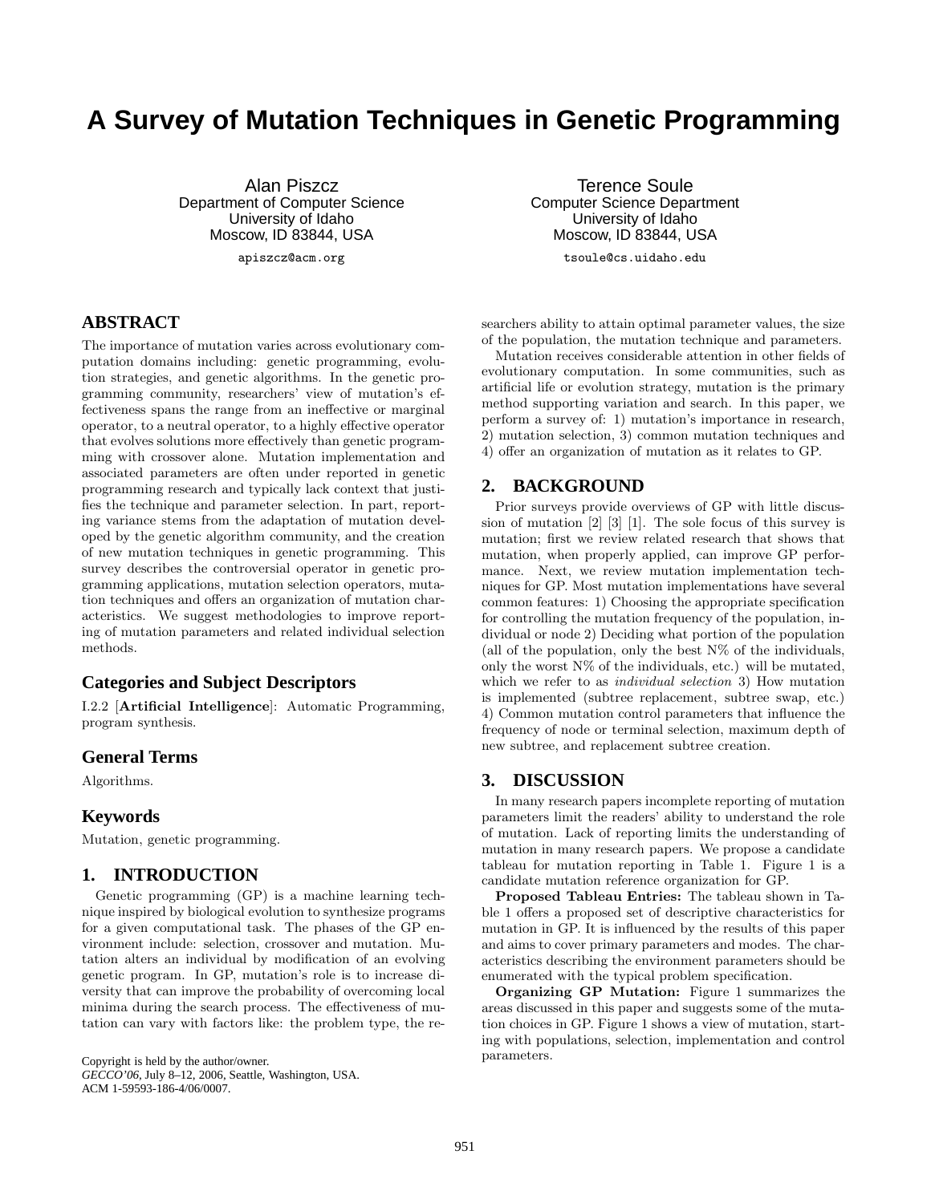# A Survey of Mutation Techniques in Genetic Programming

Alan Piszcz
Department of Computer Science
University of Idaho
Moscow, ID 83844, USA
apiszcz@acm.org

Terence Soule
Computer Science Department
University of Idaho
Moscow, ID 83844, USA
tsoule@cs.uidaho.edu

## ABSTRACT

The importance of mutation varies across evolutionary computation domains including: genetic programming, evolution strategies, and genetic algorithms. In the genetic programming community, researchers' view of mutation's effectiveness spans the range from an ineffective or marginal operator, to a neutral operator, to a highly effective operator that evolves solutions more effectively than genetic programming with crossover alone. Mutation implementation and associated parameters are often under reported in genetic programming research and typically lack context that justifies the technique and parameter selection. In part, reporting variance stems from the adaptation of mutation developed by the genetic algorithm community, and the creation of new mutation techniques in genetic programming. This survey describes the controversial operator in genetic programming applications, mutation selection operators, mutation techniques and offers an organization of mutation characteristics. We suggest methodologies to improve reporting of mutation parameters and related individual selection methods.

### Categories and Subject Descriptors

I.2.2 [**Artificial Intelligence**]: Automatic Programming, program synthesis.

### General Terms

Algorithms.

### Keywords

Mutation, genetic programming.

## 1. INTRODUCTION

Genetic programming (GP) is a machine learning technique inspired by biological evolution to synthesize programs for a given computational task. The phases of the GP environment include: selection, crossover and mutation. Mutation alters an individual by modification of an evolving genetic program. In GP, mutation's role is to increase diversity that can improve the probability of overcoming local minima during the search process. The effectiveness of mutation can vary with factors like: the problem type, the researchers ability to attain optimal parameter values, the size of the population, the mutation technique and parameters.

Mutation receives considerable attention in other fields of evolutionary computation. In some communities, such as artificial life or evolution strategy, mutation is the primary method supporting variation and search. In this paper, we perform a survey of: 1) mutation's importance in research, 2) mutation selection, 3) common mutation techniques and 4) offer an organization of mutation as it relates to GP.

## 2. BACKGROUND

Prior surveys provide overviews of GP with little discussion of mutation [2] [3] [1]. The sole focus of this survey is mutation; first we review related research that shows that mutation, when properly applied, can improve GP performance. Next, we review mutation implementation techniques for GP. Most mutation implementations have several common features: 1) Choosing the appropriate specification for controlling the mutation frequency of the population, individual or node 2) Deciding what portion of the population (all of the population, only the best N% of the individuals, only the worst N% of the individuals, etc.) will be mutated, which we refer to as *individual selection* 3) How mutation is implemented (subtree replacement, subtree swap, etc.) 4) Common mutation control parameters that influence the frequency of node or terminal selection, maximum depth of new subtree, and replacement subtree creation.

## 3. DISCUSSION

In many research papers incomplete reporting of mutation parameters limit the readers' ability to understand the role of mutation. Lack of reporting limits the understanding of mutation in many research papers. We propose a candidate tableau for mutation reporting in Table 1. Figure 1 is a candidate mutation reference organization for GP.

**Proposed Tableau Entries:** The tableau shown in Table 1 offers a proposed set of descriptive characteristics for mutation in GP. It is influenced by the results of this paper and aims to cover primary parameters and modes. The characteristics describing the environment parameters should be enumerated with the typical problem specification.

**Organizing GP Mutation:** Figure 1 summarizes the areas discussed in this paper and suggests some of the mutation choices in GP. Figure 1 shows a view of mutation, starting with populations, selection, implementation and control parameters.

Copyright is held by the author/owner.
*GECCO'06*, July 8–12, 2006, Seattle, Washington, USA.
ACM 1-59593-186-4/06/0007.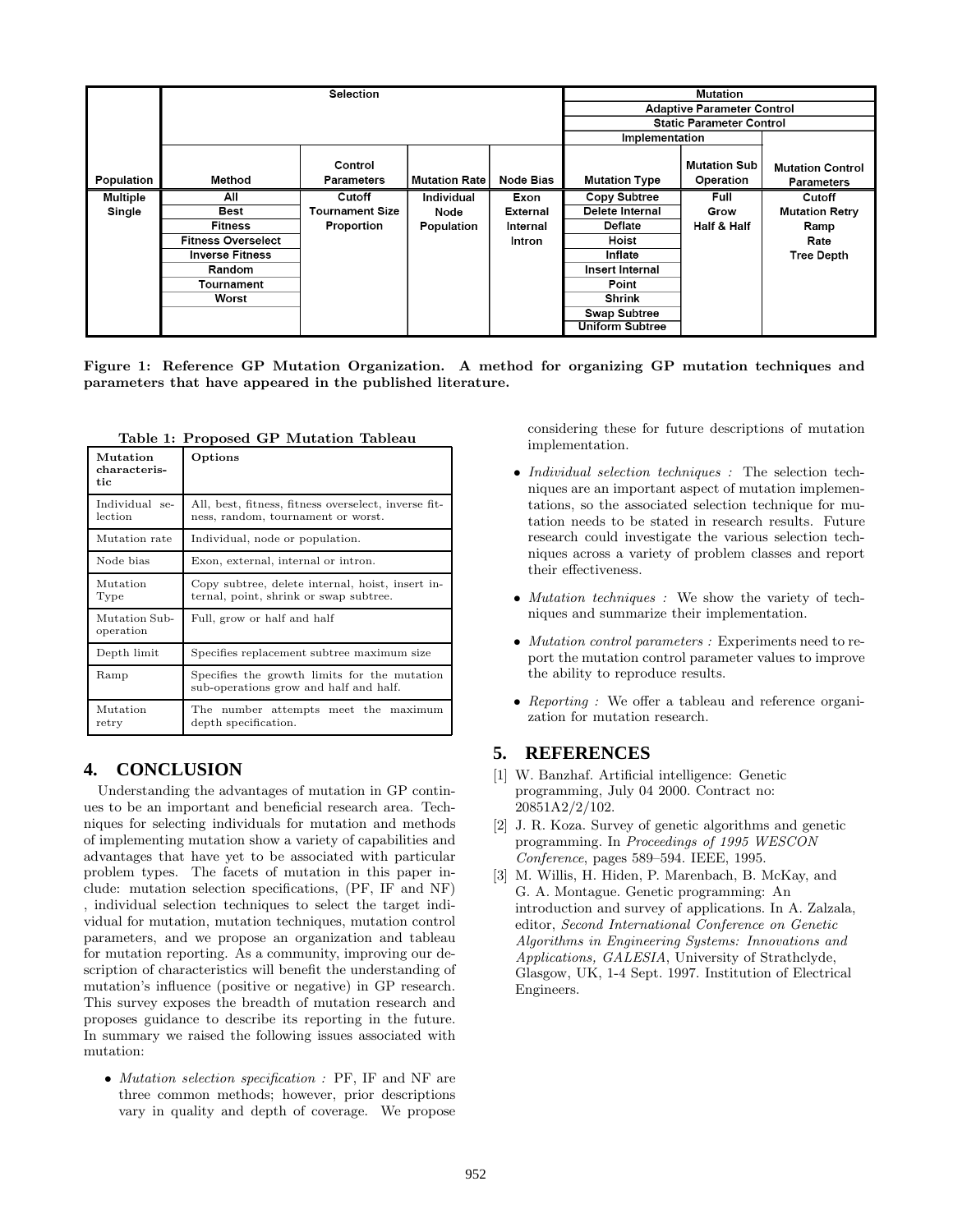| | Selection | | | | Mutation | | |
|---|---|---|---|---|---|---|---|
| | | | | | Adaptive Parameter Control | | |
| | | | | | Static Parameter Control | | |
| | | | | | Implementation | | |
| Population | Method | Control Parameters | Mutation Rate | Node Bias | Mutation Type | Mutation Sub Operation | Mutation Control Parameters |
| Multiple | All | Cutoff | Individual | Exon | Copy Subtree | Full | Cutoff |
| Single | Best | Tournament Size | Node | External | Delete Internal | Grow | Mutation Retry |
| | Fitness | Proportion | Population | Internal | Deflate | Half & Half | Ramp |
| | Fitness Overselect | | | Intron | Hoist | | Rate |
| | Inverse Fitness | | | | Inflate | | Tree Depth |
| | Random | | | | Insert Internal | | |
| | Tournament | | | | Point | | |
| | Worst | | | | Shrink | | |
| | | | | | Swap Subtree | | |
| | | | | | Uniform Subtree | | |

**Figure 1: Reference GP Mutation Organization. A method for organizing GP mutation techniques and parameters that have appeared in the published literature.**

**Table 1: Proposed GP Mutation Tableau**

| Mutation characteristic | Options |
|---|---|
| Individual selection | All, best, fitness, fitness overselect, inverse fitness, random, tournament or worst. |
| Mutation rate | Individual, node or population. |
| Node bias | Exon, external, internal or intron. |
| Mutation Type | Copy subtree, delete internal, hoist, insert internal, point, shrink or swap subtree. |
| Mutation Suboperation | Full, grow or half and half |
| Depth limit | Specifies replacement subtree maximum size |
| Ramp | Specifies the growth limits for the mutation sub-operations grow and half and half. |
| Mutation retry | The number attempts meet the maximum depth specification. |

## 4. CONCLUSION

Understanding the advantages of mutation in GP continues to be an important and beneficial research area. Techniques for selecting individuals for mutation and methods of implementing mutation show a variety of capabilities and advantages that have yet to be associated with particular problem types. The facets of mutation in this paper include: mutation selection specifications, (PF, IF and NF) , individual selection techniques to select the target individual for mutation, mutation techniques, mutation control parameters, and we propose an organization and tableau for mutation reporting. As a community, improving our description of characteristics will benefit the understanding of mutation's influence (positive or negative) in GP research. This survey exposes the breadth of mutation research and proposes guidance to describe its reporting in the future. In summary we raised the following issues associated with mutation:

- *Mutation selection specification :* PF, IF and NF are three common methods; however, prior descriptions vary in quality and depth of coverage. We propose considering these for future descriptions of mutation implementation.
- *Individual selection techniques :* The selection techniques are an important aspect of mutation implementations, so the associated selection technique for mutation needs to be stated in research results. Future research could investigate the various selection techniques across a variety of problem classes and report their effectiveness.
- *Mutation techniques :* We show the variety of techniques and summarize their implementation.
- *Mutation control parameters :* Experiments need to report the mutation control parameter values to improve the ability to reproduce results.
- *Reporting :* We offer a tableau and reference organization for mutation research.

## 5. REFERENCES

[1] W. Banzhaf. Artificial intelligence: Genetic programming, July 04 2000. Contract no: 20851A2/2/102.

[2] J. R. Koza. Survey of genetic algorithms and genetic programming. In *Proceedings of 1995 WESCON Conference*, pages 589–594. IEEE, 1995.

[3] M. Willis, H. Hiden, P. Marenbach, B. McKay, and G. A. Montague. Genetic programming: An introduction and survey of applications. In A. Zalzala, editor, *Second International Conference on Genetic Algorithms in Engineering Systems: Innovations and Applications, GALESIA*, University of Strathclyde, Glasgow, UK, 1-4 Sept. 1997. Institution of Electrical Engineers.